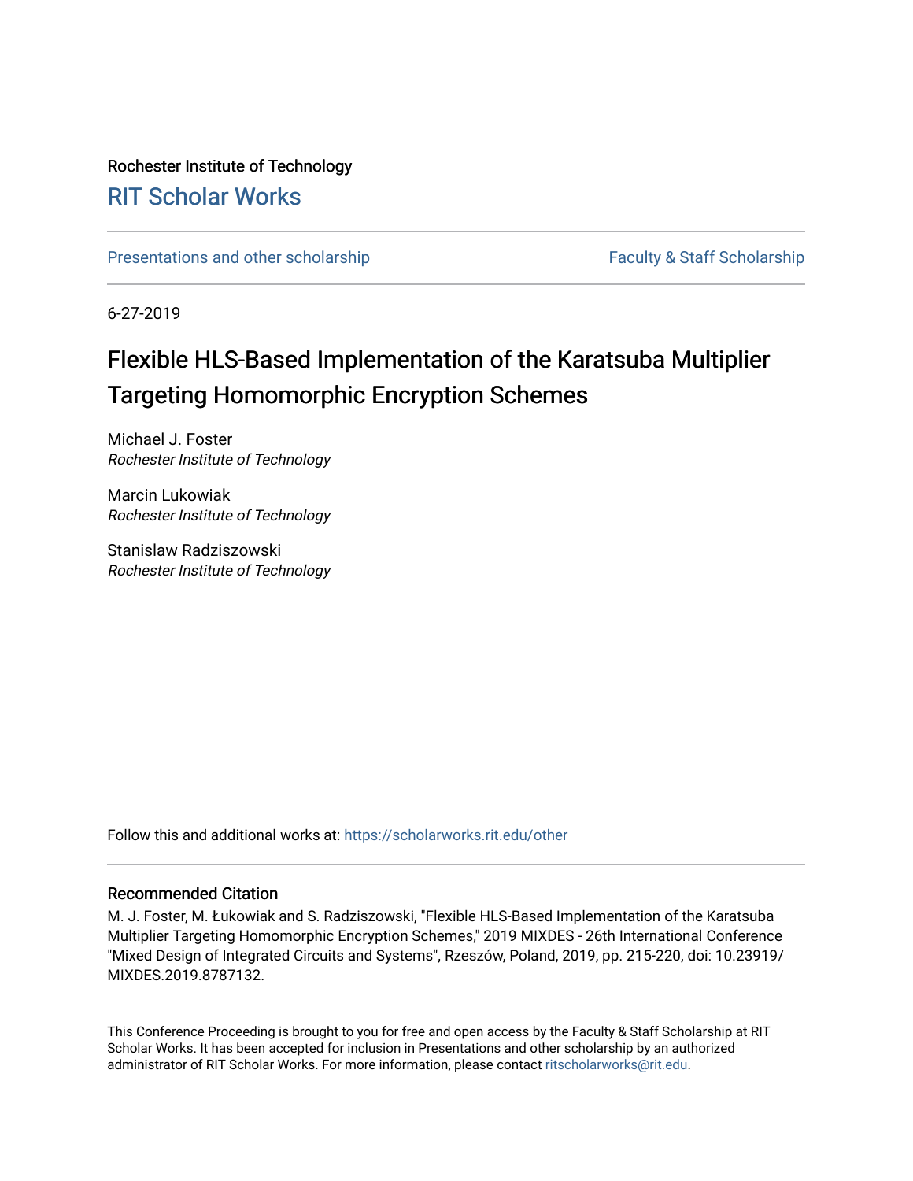Rochester Institute of Technology

# RIT Scholar Works

Presentations and other scholarship

Faculty & Staff Scholarship

6-27-2019

# Flexible HLS-Based Implementation of the Karatsuba Multiplier Targeting Homomorphic Encryption Schemes

Michael J. Foster
*Rochester Institute of Technology*

Marcin Lukowiak
*Rochester Institute of Technology*

Stanislaw Radziszowski
*Rochester Institute of Technology*

Follow this and additional works at: https://scholarworks.rit.edu/other

## Recommended Citation

M. J. Foster, M. Łukowiak and S. Radziszowski, "Flexible HLS-Based Implementation of the Karatsuba Multiplier Targeting Homomorphic Encryption Schemes," 2019 MIXDES - 26th International Conference "Mixed Design of Integrated Circuits and Systems", Rzeszów, Poland, 2019, pp. 215-220, doi: 10.23919/MIXDES.2019.8787132.

This Conference Proceeding is brought to you for free and open access by the Faculty & Staff Scholarship at RIT Scholar Works. It has been accepted for inclusion in Presentations and other scholarship by an authorized administrator of RIT Scholar Works. For more information, please contact ritscholarworks@rit.edu.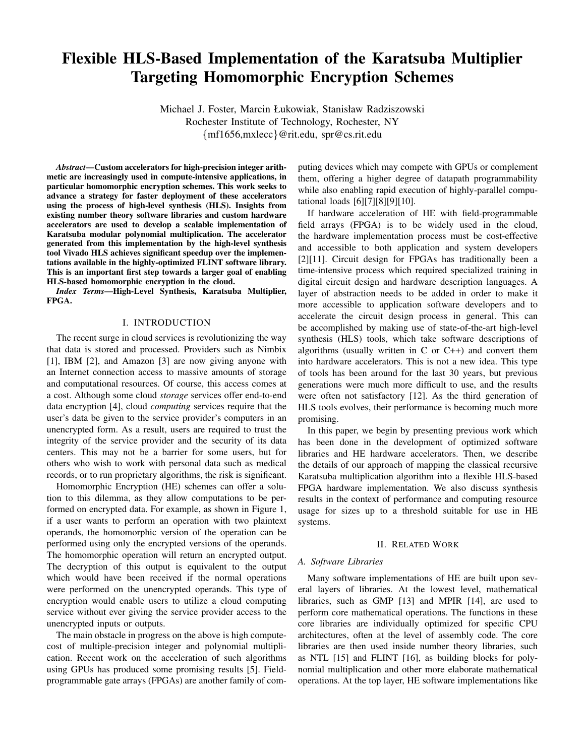# Flexible HLS-Based Implementation of the Karatsuba Multiplier Targeting Homomorphic Encryption Schemes

Michael J. Foster, Marcin Łukowiak, Stanisław Radziszowski
Rochester Institute of Technology, Rochester, NY
{mf1656,mxlecc}@rit.edu, spr@cs.rit.edu

***Abstract*—Custom accelerators for high-precision integer arithmetic are increasingly used in compute-intensive applications, in particular homomorphic encryption schemes. This work seeks to advance a strategy for faster deployment of these accelerators using the process of high-level synthesis (HLS). Insights from existing number theory software libraries and custom hardware accelerators are used to develop a scalable implementation of Karatsuba modular polynomial multiplication. The accelerator generated from this implementation by the high-level synthesis tool Vivado HLS achieves significant speedup over the implementations available in the highly-optimized FLINT software library. This is an important first step towards a larger goal of enabling HLS-based homomorphic encryption in the cloud.**

***Index Terms*—High-Level Synthesis, Karatsuba Multiplier, FPGA.**

## I. INTRODUCTION

The recent surge in cloud services is revolutionizing the way that data is stored and processed. Providers such as Nimbix [1], IBM [2], and Amazon [3] are now giving anyone with an Internet connection access to massive amounts of storage and computational resources. Of course, this access comes at a cost. Although some cloud *storage* services offer end-to-end data encryption [4], cloud *computing* services require that the user's data be given to the service provider's computers in an unencrypted form. As a result, users are required to trust the integrity of the service provider and the security of its data centers. This may not be a barrier for some users, but for others who wish to work with personal data such as medical records, or to run proprietary algorithms, the risk is significant.

Homomorphic Encryption (HE) schemes can offer a solution to this dilemma, as they allow computations to be performed on encrypted data. For example, as shown in Figure 1, if a user wants to perform an operation with two plaintext operands, the homomorphic version of the operation can be performed using only the encrypted versions of the operands. The homomorphic operation will return an encrypted output. The decryption of this output is equivalent to the output which would have been received if the normal operations were performed on the unencrypted operands. This type of encryption would enable users to utilize a cloud computing service without ever giving the service provider access to the unencrypted inputs or outputs.

The main obstacle in progress on the above is high compute-cost of multiple-precision integer and polynomial multiplication. Recent work on the acceleration of such algorithms using GPUs has produced some promising results [5]. Field-programmable gate arrays (FPGAs) are another family of computing devices which may compete with GPUs or complement them, offering a higher degree of datapath programmability while also enabling rapid execution of highly-parallel computational loads [6][7][8][9][10].

If hardware acceleration of HE with field-programmable field arrays (FPGA) is to be widely used in the cloud, the hardware implementation process must be cost-effective and accessible to both application and system developers [2][11]. Circuit design for FPGAs has traditionally been a time-intensive process which required specialized training in digital circuit design and hardware description languages. A layer of abstraction needs to be added in order to make it more accessible to application software developers and to accelerate the circuit design process in general. This can be accomplished by making use of state-of-the-art high-level synthesis (HLS) tools, which take software descriptions of algorithms (usually written in C or C++) and convert them into hardware accelerators. This is not a new idea. This type of tools has been around for the last 30 years, but previous generations were much more difficult to use, and the results were often not satisfactory [12]. As the third generation of HLS tools evolves, their performance is becoming much more promising.

In this paper, we begin by presenting previous work which has been done in the development of optimized software libraries and HE hardware accelerators. Then, we describe the details of our approach of mapping the classical recursive Karatsuba multiplication algorithm into a flexible HLS-based FPGA hardware implementation. We also discuss synthesis results in the context of performance and computing resource usage for sizes up to a threshold suitable for use in HE systems.

## II. RELATED WORK

### A. Software Libraries

Many software implementations of HE are built upon several layers of libraries. At the lowest level, mathematical libraries, such as GMP [13] and MPIR [14], are used to perform core mathematical operations. The functions in these core libraries are individually optimized for specific CPU architectures, often at the level of assembly code. The core libraries are then used inside number theory libraries, such as NTL [15] and FLINT [16], as building blocks for polynomial multiplication and other more elaborate mathematical operations. At the top layer, HE software implementations like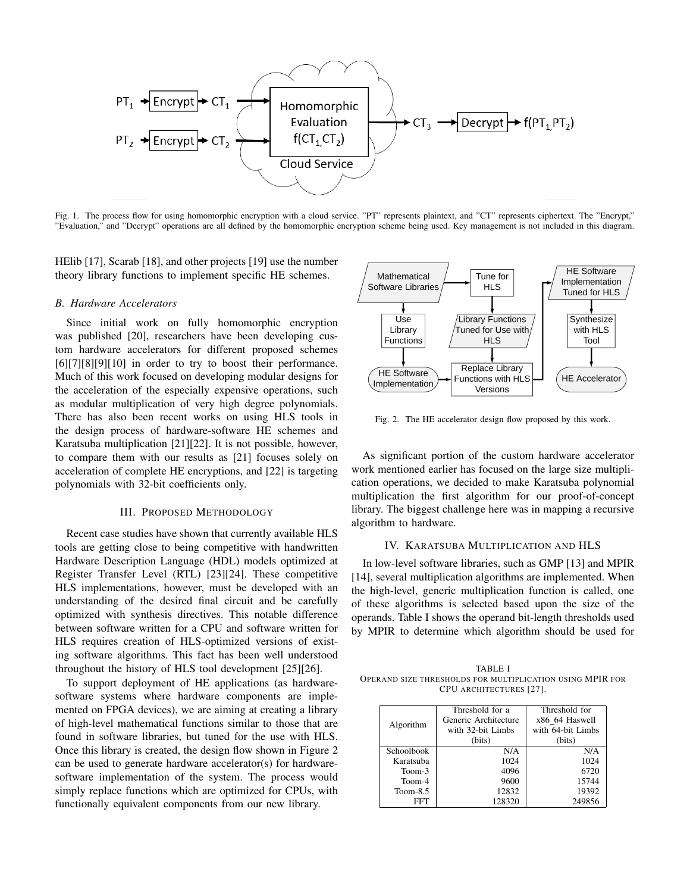Fig. 1. The process flow for using homomorphic encryption with a cloud service. "PT" represents plaintext, and "CT" represents ciphertext. The "Encrypt," "Evaluation," and "Decrypt" operations are all defined by the homomorphic encryption scheme being used. Key management is not included in this diagram.

HElib [17], Scarab [18], and other projects [19] use the number theory library functions to implement specific HE schemes.

### B. Hardware Accelerators

Since initial work on fully homomorphic encryption was published [20], researchers have been developing custom hardware accelerators for different proposed schemes [6][7][8][9][10] in order to try to boost their performance. Much of this work focused on developing modular designs for the acceleration of the especially expensive operations, such as modular multiplication of very high degree polynomials. There has also been recent works on using HLS tools in the design process of hardware-software HE schemes and Karatsuba multiplication [21][22]. It is not possible, however, to compare them with our results as [21] focuses solely on acceleration of complete HE encryptions, and [22] is targeting polynomials with 32-bit coefficients only.

## III. Proposed Methodology

Recent case studies have shown that currently available HLS tools are getting close to being competitive with handwritten Hardware Description Language (HDL) models optimized at Register Transfer Level (RTL) [23][24]. These competitive HLS implementations, however, must be developed with an understanding of the desired final circuit and be carefully optimized with synthesis directives. This notable difference between software written for a CPU and software written for HLS requires creation of HLS-optimized versions of existing software algorithms. This fact has been well understood throughout the history of HLS tool development [25][26].

To support deployment of HE applications (as hardware-software systems where hardware components are implemented on FPGA devices), we are aiming at creating a library of high-level mathematical functions similar to those that are found in software libraries, but tuned for the use with HLS. Once this library is created, the design flow shown in Figure 2 can be used to generate hardware accelerator(s) for hardware-software implementation of the system. The process would simply replace functions which are optimized for CPUs, with functionally equivalent components from our new library.

Fig. 2. The HE accelerator design flow proposed by this work.

As significant portion of the custom hardware accelerator work mentioned earlier has focused on the large size multiplication operations, we decided to make Karatsuba polynomial multiplication the first algorithm for our proof-of-concept library. The biggest challenge here was in mapping a recursive algorithm to hardware.

## IV. Karatsuba Multiplication and HLS

In low-level software libraries, such as GMP [13] and MPIR [14], several multiplication algorithms are implemented. When the high-level, generic multiplication function is called, one of these algorithms is selected based upon the size of the operands. Table I shows the operand bit-length thresholds used by MPIR to determine which algorithm should be used for

TABLE I
Operand size thresholds for multiplication using MPIR for CPU architectures [27].

| Algorithm | Threshold for a Generic Architecture with 32-bit Limbs (bits) | Threshold for x86_64 Haswell with 64-bit Limbs (bits) |
|---|---|---|
| Schoolbook | N/A | N/A |
| Karatsuba | 1024 | 1024 |
| Toom-3 | 4096 | 6720 |
| Toom-4 | 9600 | 15744 |
| Toom-8.5 | 12832 | 19392 |
| FFT | 128320 | 249856 |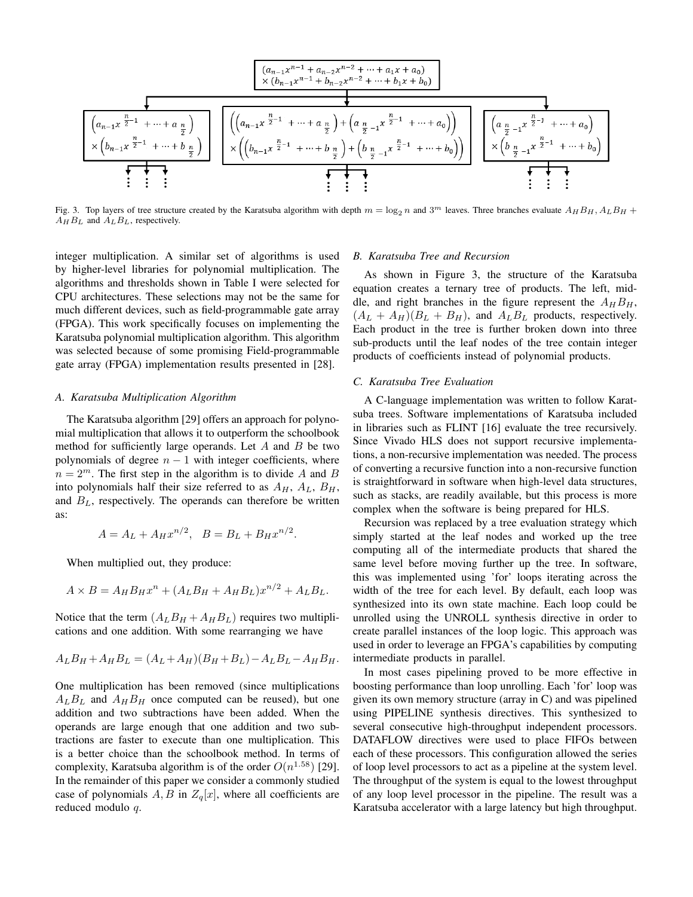Fig. 3. Top layers of tree structure created by the Karatsuba algorithm with depth $m = \log_2 n$ and $3^m$ leaves. Three branches evaluate $A_H B_H$, $A_L B_H + A_H B_L$ and $A_L B_L$, respectively.

integer multiplication. A similar set of algorithms is used by higher-level libraries for polynomial multiplication. The algorithms and thresholds shown in Table I were selected for CPU architectures. These selections may not be the same for much different devices, such as field-programmable gate array (FPGA). This work specifically focuses on implementing the Karatsuba polynomial multiplication algorithm. This algorithm was selected because of some promising Field-programmable gate array (FPGA) implementation results presented in [28].

### A. Karatsuba Multiplication Algorithm

The Karatsuba algorithm [29] offers an approach for polynomial multiplication that allows it to outperform the schoolbook method for sufficiently large operands. Let $A$ and $B$ be two polynomials of degree $n-1$ with integer coefficients, where $n = 2^m$. The first step in the algorithm is to divide $A$ and $B$ into polynomials half their size referred to as $A_H$, $A_L$, $B_H$, and $B_L$, respectively. The operands can therefore be written as:

$$A = A_L + A_H x^{n/2}, \quad B = B_L + B_H x^{n/2}.$$

When multiplied out, they produce:

$$A \times B = A_H B_H x^n + (A_L B_H + A_H B_L) x^{n/2} + A_L B_L.$$

Notice that the term $(A_L B_H + A_H B_L)$ requires two multiplications and one addition. With some rearranging we have

$$A_L B_H + A_H B_L = (A_L + A_H)(B_H + B_L) - A_L B_L - A_H B_H.$$

One multiplication has been removed (since multiplications $A_L B_L$ and $A_H B_H$ once computed can be reused), but one addition and two subtractions have been added. When the operands are large enough that one addition and two subtractions are faster to execute than one multiplication. This is a better choice than the schoolbook method. In terms of complexity, Karatsuba algorithm is of the order $O(n^{1.58})$ [29]. In the remainder of this paper we consider a commonly studied case of polynomials $A, B$ in $Z_q[x]$, where all coefficients are reduced modulo $q$.

### B. Karatsuba Tree and Recursion

As shown in Figure 3, the structure of the Karatsuba equation creates a ternary tree of products. The left, middle, and right branches in the figure represent the $A_H B_H$, $(A_L + A_H)(B_L + B_H)$, and $A_L B_L$ products, respectively. Each product in the tree is further broken down into three sub-products until the leaf nodes of the tree contain integer products of coefficients instead of polynomial products.

### C. Karatsuba Tree Evaluation

A C-language implementation was written to follow Karatsuba trees. Software implementations of Karatsuba included in libraries such as FLINT [16] evaluate the tree recursively. Since Vivado HLS does not support recursive implementations, a non-recursive implementation was needed. The process of converting a recursive function into a non-recursive function is straightforward in software when high-level data structures, such as stacks, are readily available, but this process is more complex when the software is being prepared for HLS.

Recursion was replaced by a tree evaluation strategy which simply started at the leaf nodes and worked up the tree computing all of the intermediate products that shared the same level before moving further up the tree. In software, this was implemented using 'for' loops iterating across the width of the tree for each level. By default, each loop was synthesized into its own state machine. Each loop could be unrolled using the UNROLL synthesis directive in order to create parallel instances of the loop logic. This approach was used in order to leverage an FPGA's capabilities by computing intermediate products in parallel.

In most cases pipelining proved to be more effective in boosting performance than loop unrolling. Each 'for' loop was given its own memory structure (array in C) and was pipelined using PIPELINE synthesis directives. This synthesized to several consecutive high-throughput independent processors. DATAFLOW directives were used to place FIFOs between each of these processors. This configuration allowed the series of loop level processors to act as a pipeline at the system level. The throughput of the system is equal to the lowest throughput of any loop level processor in the pipeline. The result was a Karatsuba accelerator with a large latency but high throughput.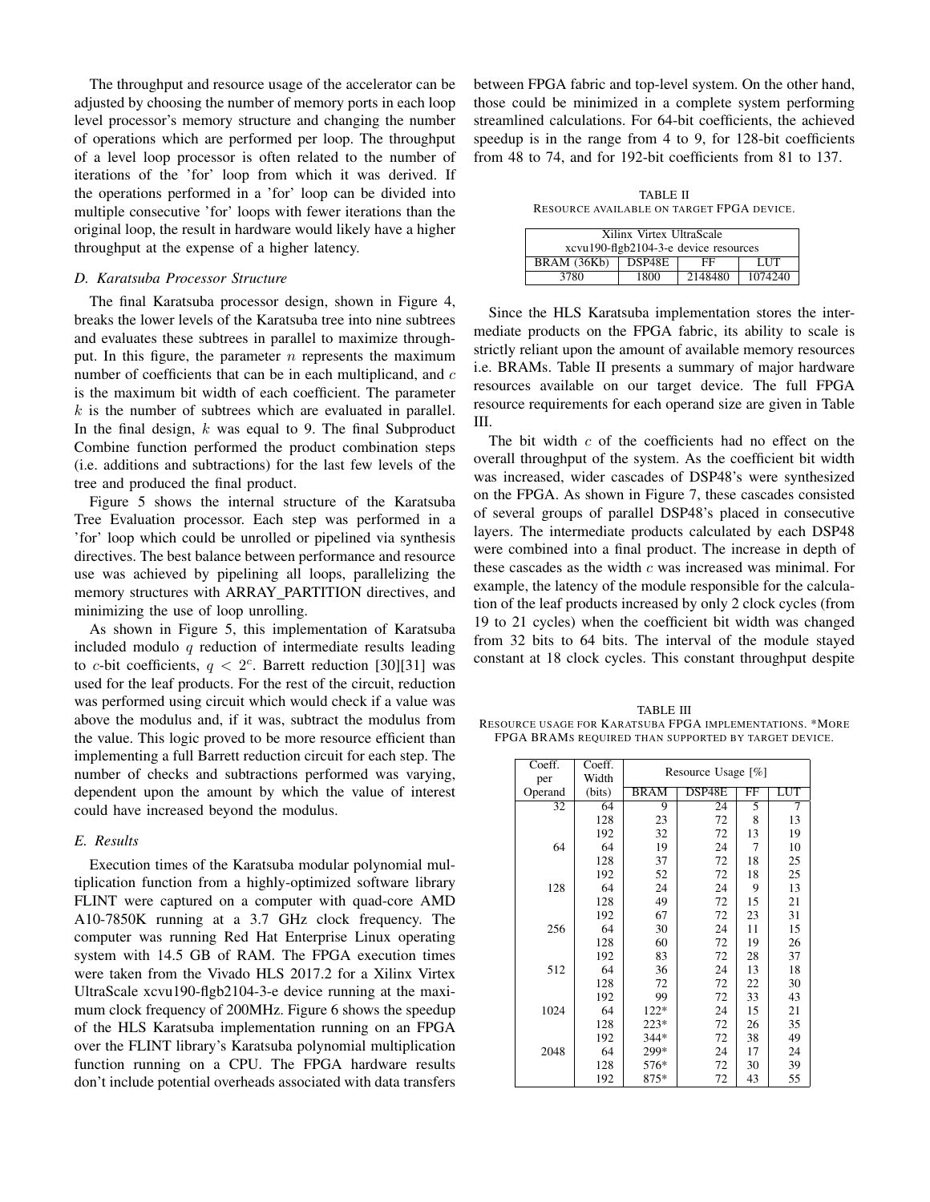The throughput and resource usage of the accelerator can be adjusted by choosing the number of memory ports in each loop level processor's memory structure and changing the number of operations which are performed per loop. The throughput of a level loop processor is often related to the number of iterations of the 'for' loop from which it was derived. If the operations performed in a 'for' loop can be divided into multiple consecutive 'for' loops with fewer iterations than the original loop, the result in hardware would likely have a higher throughput at the expense of a higher latency.

### *D. Karatsuba Processor Structure*

The final Karatsuba processor design, shown in Figure 4, breaks the lower levels of the Karatsuba tree into nine subtrees and evaluates these subtrees in parallel to maximize throughput. In this figure, the parameter $n$ represents the maximum number of coefficients that can be in each multiplicand, and $c$ is the maximum bit width of each coefficient. The parameter $k$ is the number of subtrees which are evaluated in parallel. In the final design, $k$ was equal to 9. The final Subproduct Combine function performed the product combination steps (i.e. additions and subtractions) for the last few levels of the tree and produced the final product.

Figure 5 shows the internal structure of the Karatsuba Tree Evaluation processor. Each step was performed in a 'for' loop which could be unrolled or pipelined via synthesis directives. The best balance between performance and resource use was achieved by pipelining all loops, parallelizing the memory structures with ARRAY_PARTITION directives, and minimizing the use of loop unrolling.

As shown in Figure 5, this implementation of Karatsuba included modulo $q$ reduction of intermediate results leading to $c$-bit coefficients, $q < 2^c$. Barrett reduction [30][31] was used for the leaf products. For the rest of the circuit, reduction was performed using circuit which would check if a value was above the modulus and, if it was, subtract the modulus from the value. This logic proved to be more resource efficient than implementing a full Barrett reduction circuit for each step. The number of checks and subtractions performed was varying, dependent upon the amount by which the value of interest could have increased beyond the modulus.

### *E. Results*

Execution times of the Karatsuba modular polynomial multiplication function from a highly-optimized software library FLINT were captured on a computer with quad-core AMD A10-7850K running at a 3.7 GHz clock frequency. The computer was running Red Hat Enterprise Linux operating system with 14.5 GB of RAM. The FPGA execution times were taken from the Vivado HLS 2017.2 for a Xilinx Virtex UltraScale xcvu190-flgb2104-3-e device running at the maximum clock frequency of 200MHz. Figure 6 shows the speedup of the HLS Karatsuba implementation running on an FPGA over the FLINT library's Karatsuba polynomial multiplication function running on a CPU. The FPGA hardware results don't include potential overheads associated with data transfers between FPGA fabric and top-level system. On the other hand, those could be minimized in a complete system performing streamlined calculations. For 64-bit coefficients, the achieved speedup is in the range from 4 to 9, for 128-bit coefficients from 48 to 74, and for 192-bit coefficients from 81 to 137.

TABLE II
RESOURCE AVAILABLE ON TARGET FPGA DEVICE.

| Xilinx Virtex UltraScale xcvu190-flgb2104-3-e device resources | | | |
|---|---|---|---|
| BRAM (36Kb) | DSP48E | FF | LUT |
| 3780 | 1800 | 2148480 | 1074240 |

Since the HLS Karatsuba implementation stores the intermediate products on the FPGA fabric, its ability to scale is strictly reliant upon the amount of available memory resources i.e. BRAMs. Table II presents a summary of major hardware resources available on our target device. The full FPGA resource requirements for each operand size are given in Table III.

The bit width $c$ of the coefficients had no effect on the overall throughput of the system. As the coefficient bit width was increased, wider cascades of DSP48's were synthesized on the FPGA. As shown in Figure 7, these cascades consisted of several groups of parallel DSP48's placed in consecutive layers. The intermediate products calculated by each DSP48 were combined into a final product. The increase in depth of these cascades as the width $c$ was increased was minimal. For example, the latency of the module responsible for the calculation of the leaf products increased by only 2 clock cycles (from 19 to 21 cycles) when the coefficient bit width was changed from 32 bits to 64 bits. The interval of the module stayed constant at 18 clock cycles. This constant throughput despite

TABLE III
RESOURCE USAGE FOR KARATSUBA FPGA IMPLEMENTATIONS. *MORE FPGA BRAMS REQUIRED THAN SUPPORTED BY TARGET DEVICE.

| Coeff. per Operand | Coeff. Width (bits) | Resource Usage [%] | | | |
|---|---|---|---|---|---|
| | | BRAM | DSP48E | FF | LUT |
| 32 | 64 | 9 | 24 | 5 | 7 |
| | 128 | 23 | 72 | 8 | 13 |
| | 192 | 32 | 72 | 13 | 19 |
| 64 | 64 | 19 | 24 | 7 | 10 |
| | 128 | 37 | 72 | 18 | 25 |
| | 192 | 52 | 72 | 18 | 25 |
| 128 | 64 | 24 | 24 | 9 | 13 |
| | 128 | 49 | 72 | 15 | 21 |
| | 192 | 67 | 72 | 23 | 31 |
| 256 | 64 | 30 | 24 | 11 | 15 |
| | 128 | 60 | 72 | 19 | 26 |
| | 192 | 83 | 72 | 28 | 37 |
| 512 | 64 | 36 | 24 | 13 | 18 |
| | 128 | 72 | 72 | 22 | 30 |
| | 192 | 99 | 72 | 33 | 43 |
| 1024 | 64 | 122* | 24 | 15 | 21 |
| | 128 | 223* | 72 | 26 | 35 |
| | 192 | 344* | 72 | 38 | 49 |
| 2048 | 64 | 299* | 24 | 17 | 24 |
| | 128 | 576* | 72 | 30 | 39 |
| | 192 | 875* | 72 | 43 | 55 |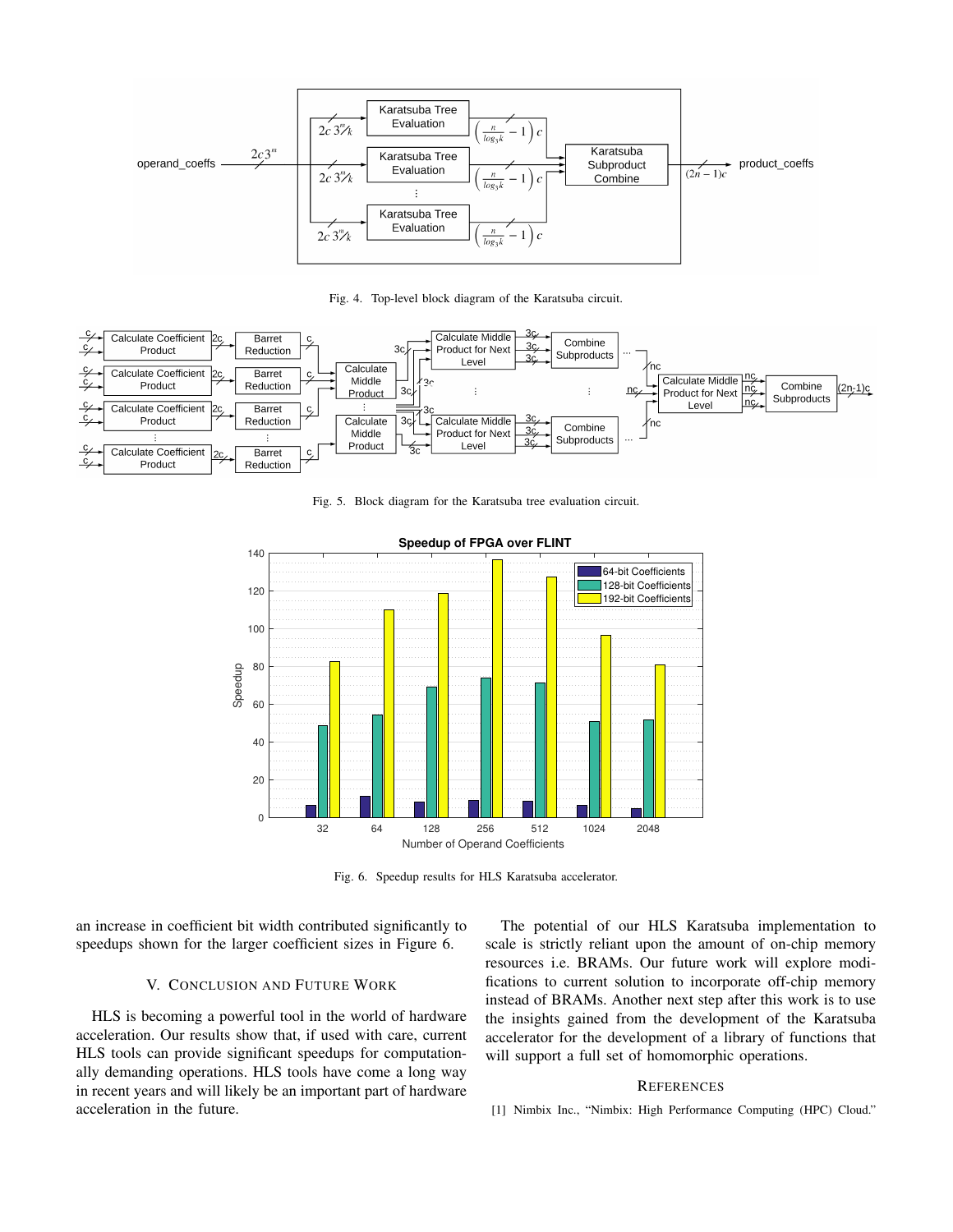Fig. 4. Top-level block diagram of the Karatsuba circuit.

Fig. 5. Block diagram for the Karatsuba tree evaluation circuit.

Fig. 6. Speedup results for HLS Karatsuba accelerator.

an increase in coefficient bit width contributed significantly to speedups shown for the larger coefficient sizes in Figure 6.

## V. Conclusion and Future Work

HLS is becoming a powerful tool in the world of hardware acceleration. Our results show that, if used with care, current HLS tools can provide significant speedups for computationally demanding operations. HLS tools have come a long way in recent years and will likely be an important part of hardware acceleration in the future.

The potential of our HLS Karatsuba implementation to scale is strictly reliant upon the amount of on-chip memory resources i.e. BRAMs. Our future work will explore modifications to current solution to incorporate off-chip memory instead of BRAMs. Another next step after this work is to use the insights gained from the development of the Karatsuba accelerator for the development of a library of functions that will support a full set of homomorphic operations.

## References

[1] Nimbix Inc., "Nimbix: High Performance Computing (HPC) Cloud."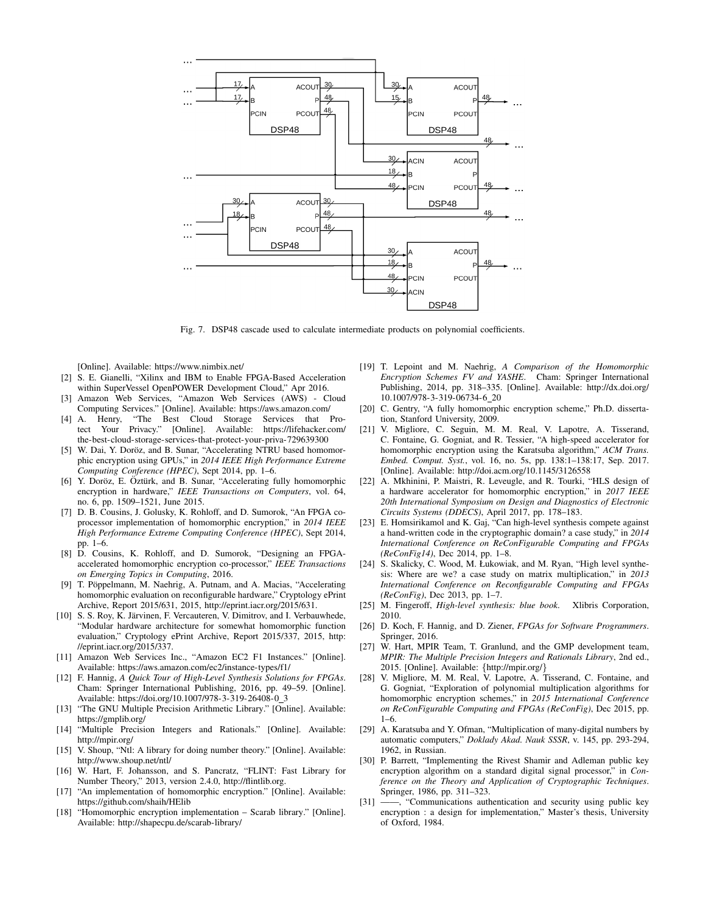...

...

...

17 A ACOUT 30

17 B P 48

PCIN PCOUT 48

DSP48

30 A ACOUT

15 B P 48 ...

PCIN PCOUT

DSP48

48 ...

30 ACIN ACOUT

18 B P

48 PCIN PCOUT 48 ...

DSP48

...

30 A ACOUT 30

18 B P 48

...

...

PCIN PCOUT 48

DSP48

48 ...

30 A ACOUT

18 B P 48 ...

48 PCIN PCOUT

30 ACIN

DSP48

...

Fig. 7. DSP48 cascade used to calculate intermediate products on polynomial coefficients.

[Online]. Available: https://www.nimbix.net/

[2] S. E. Gianelli, "Xilinx and IBM to Enable FPGA-Based Acceleration within SuperVessel OpenPOWER Development Cloud," Apr 2016.

[3] Amazon Web Services, "Amazon Web Services (AWS) - Cloud Computing Services." [Online]. Available: https://aws.amazon.com/

[4] A. Henry, "The Best Cloud Storage Services that Protect Your Privacy." [Online]. Available: https://lifehacker.com/the-best-cloud-storage-services-that-protect-your-priva-729639300

[5] W. Dai, Y. Doröz, and B. Sunar, "Accelerating NTRU based homomorphic encryption using GPUs," in *2014 IEEE High Performance Extreme Computing Conference (HPEC)*, Sept 2014, pp. 1–6.

[6] Y. Doröz, E. Öztürk, and B. Sunar, "Accelerating fully homomorphic encryption in hardware," *IEEE Transactions on Computers*, vol. 64, no. 6, pp. 1509–1521, June 2015.

[7] D. B. Cousins, J. Golusky, K. Rohloff, and D. Sumorok, "An FPGA co-processor implementation of homomorphic encryption," in *2014 IEEE High Performance Extreme Computing Conference (HPEC)*, Sept 2014, pp. 1–6.

[8] D. Cousins, K. Rohloff, and D. Sumorok, "Designing an FPGA-accelerated homomorphic encryption co-processor," *IEEE Transactions on Emerging Topics in Computing*, 2016.

[9] T. Pöppelmann, M. Naehrig, A. Putnam, and A. Macias, "Accelerating homomorphic evaluation on reconfigurable hardware," Cryptology ePrint Archive, Report 2015/631, 2015, http://eprint.iacr.org/2015/631.

[10] S. S. Roy, K. Järvinen, F. Vercauteren, V. Dimitrov, and I. Verbauwhede, "Modular hardware architecture for somewhat homomorphic function evaluation," Cryptology ePrint Archive, Report 2015/337, 2015, http://eprint.iacr.org/2015/337.

[11] Amazon Web Services Inc., "Amazon EC2 F1 Instances." [Online]. Available: https://aws.amazon.com/ec2/instance-types/f1/

[12] F. Hannig, *A Quick Tour of High-Level Synthesis Solutions for FPGAs*. Cham: Springer International Publishing, 2016, pp. 49–59. [Online]. Available: https://doi.org/10.1007/978-3-319-26408-0_3

[13] "The GNU Multiple Precision Arithmetic Library." [Online]. Available: https://gmplib.org/

[14] "Multiple Precision Integers and Rationals." [Online]. Available: http://mpir.org/

[15] V. Shoup, "Ntl: A library for doing number theory." [Online]. Available: http://www.shoup.net/ntl/

[16] W. Hart, F. Johansson, and S. Pancratz, "FLINT: Fast Library for Number Theory," 2013, version 2.4.0, http://flintlib.org.

[17] "An implementation of homomorphic encryption." [Online]. Available: https://github.com/shaih/HElib

[18] "Homomorphic encryption implementation – Scarab library." [Online]. Available: http://shapecpu.de/scarab-library/

[19] T. Lepoint and M. Naehrig, *A Comparison of the Homomorphic Encryption Schemes FV and YASHE*. Cham: Springer International Publishing, 2014, pp. 318–335. [Online]. Available: http://dx.doi.org/10.1007/978-3-319-06734-6_20

[20] C. Gentry, "A fully homomorphic encryption scheme," Ph.D. dissertation, Stanford University, 2009.

[21] V. Migliore, C. Seguin, M. M. Real, V. Lapotre, A. Tisserand, C. Fontaine, G. Gogniat, and R. Tessier, "A high-speed accelerator for homomorphic encryption using the Karatsuba algorithm," *ACM Trans. Embed. Comput. Syst.*, vol. 16, no. 5s, pp. 138:1–138:17, Sep. 2017. [Online]. Available: http://doi.acm.org/10.1145/3126558

[22] A. Mkhinini, P. Maistri, R. Leveugle, and R. Tourki, "HLS design of a hardware accelerator for homomorphic encryption," in *2017 IEEE 20th International Symposium on Design and Diagnostics of Electronic Circuits Systems (DDECS)*, April 2017, pp. 178–183.

[23] E. Homsirikamol and K. Gaj, "Can high-level synthesis compete against a hand-written code in the cryptographic domain? a case study," in *2014 International Conference on ReConFigurable Computing and FPGAs (ReConFig14)*, Dec 2014, pp. 1–8.

[24] S. Skalicky, C. Wood, M. Łukowiak, and M. Ryan, "High level synthesis: Where are we? a case study on matrix multiplication," in *2013 International Conference on Reconfigurable Computing and FPGAs (ReConFig)*, Dec 2013, pp. 1–7.

[25] M. Fingeroff, *High-level synthesis: blue book*. Xlibris Corporation, 2010.

[26] D. Koch, F. Hannig, and D. Ziener, *FPGAs for Software Programmers*. Springer, 2016.

[27] W. Hart, MPIR Team, T. Granlund, and the GMP development team, *MPIR: The Multiple Precision Integers and Rationals Library*, 2nd ed., 2015. [Online]. Available: {http://mpir.org/}

[28] V. Migliore, M. M. Real, V. Lapotre, A. Tisserand, C. Fontaine, and G. Gogniat, "Exploration of polynomial multiplication algorithms for homomorphic encryption schemes," in *2015 International Conference on ReConFigurable Computing and FPGAs (ReConFig)*, Dec 2015, pp. 1–6.

[29] A. Karatsuba and Y. Ofman, "Multiplication of many-digital numbers by automatic computers," *Doklady Akad. Nauk SSSR*, v. 145, pp. 293-294, 1962, in Russian.

[30] P. Barrett, "Implementing the Rivest Shamir and Adleman public key encryption algorithm on a standard digital signal processor," in *Conference on the Theory and Application of Cryptographic Techniques*. Springer, 1986, pp. 311–323.

[31] ——, "Communications authentication and security using public key encryption : a design for implementation," Master's thesis, University of Oxford, 1984.